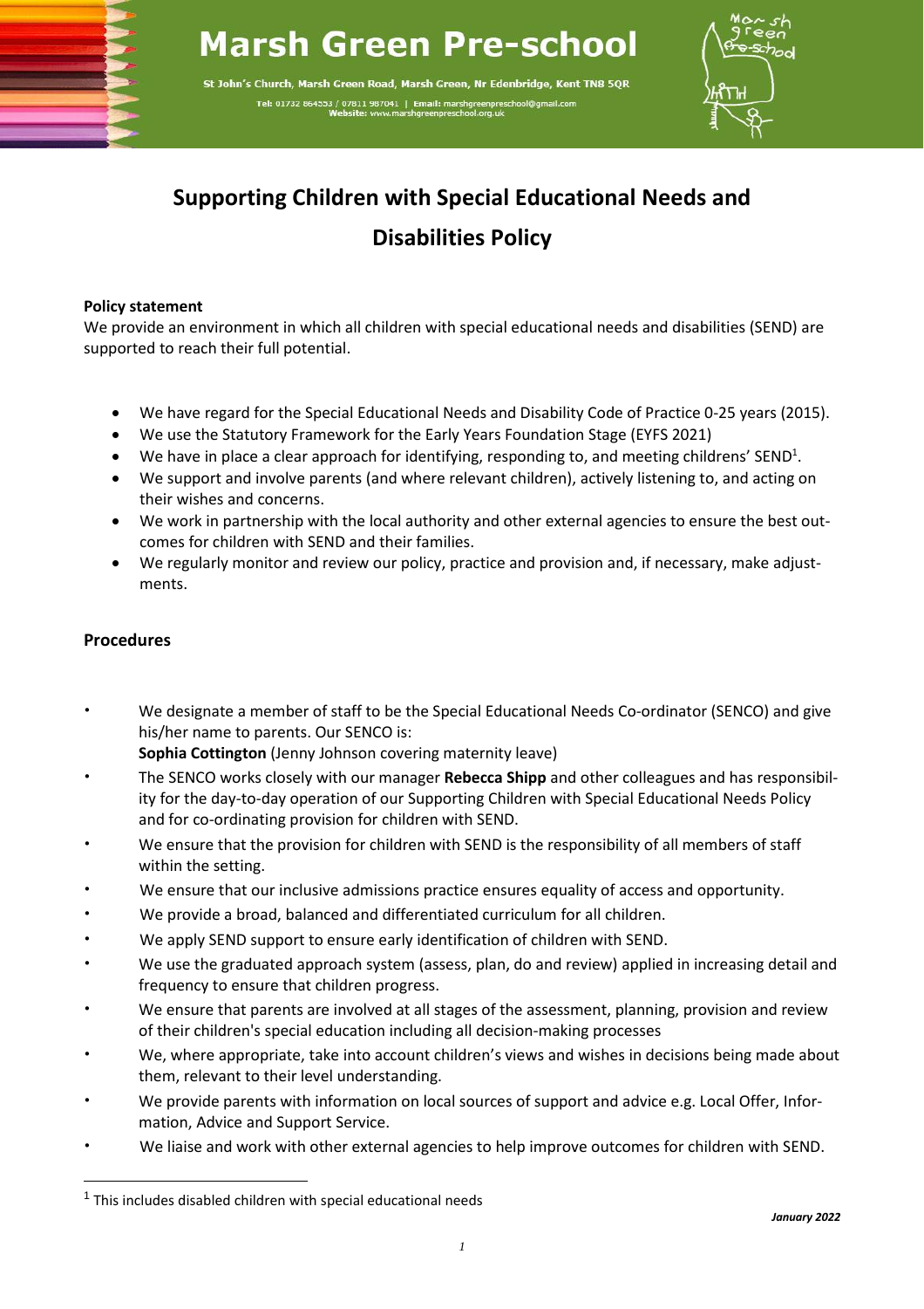# Marsh Green Pre-school

St John's Church, Marsh Green Road, Marsh Green, Nr Edenbridge, Kent TN8 5QR

Tel: 01732 864553 / 07811 987041 | Email: marshgreenpreschool@gmail.com
Website: www.marshgreenpreschool.org.uk

## Supporting Children with Special Educational Needs and Disabilities Policy

**Policy statement**

We provide an environment in which all children with special educational needs and disabilities (SEND) are supported to reach their full potential.

- We have regard for the Special Educational Needs and Disability Code of Practice 0-25 years (2015).
- We use the Statutory Framework for the Early Years Foundation Stage (EYFS 2021)
- We have in place a clear approach for identifying, responding to, and meeting childrens' SEND[1].
- We support and involve parents (and where relevant children), actively listening to, and acting on their wishes and concerns.
- We work in partnership with the local authority and other external agencies to ensure the best outcomes for children with SEND and their families.
- We regularly monitor and review our policy, practice and provision and, if necessary, make adjustments.

### Procedures

- We designate a member of staff to be the Special Educational Needs Co-ordinator (SENCO) and give his/her name to parents. Our SENCO is:
  **Sophia Cottington** (Jenny Johnson covering maternity leave)
- The SENCO works closely with our manager **Rebecca Shipp** and other colleagues and has responsibility for the day-to-day operation of our Supporting Children with Special Educational Needs Policy and for co-ordinating provision for children with SEND.
- We ensure that the provision for children with SEND is the responsibility of all members of staff within the setting.
- We ensure that our inclusive admissions practice ensures equality of access and opportunity.
- We provide a broad, balanced and differentiated curriculum for all children.
- We apply SEND support to ensure early identification of children with SEND.
- We use the graduated approach system (assess, plan, do and review) applied in increasing detail and frequency to ensure that children progress.
- We ensure that parents are involved at all stages of the assessment, planning, provision and review of their children's special education including all decision-making processes
- We, where appropriate, take into account children's views and wishes in decisions being made about them, relevant to their level understanding.
- We provide parents with information on local sources of support and advice e.g. Local Offer, Information, Advice and Support Service.
- We liaise and work with other external agencies to help improve outcomes for children with SEND.

[1] This includes disabled children with special educational needs

*January 2022*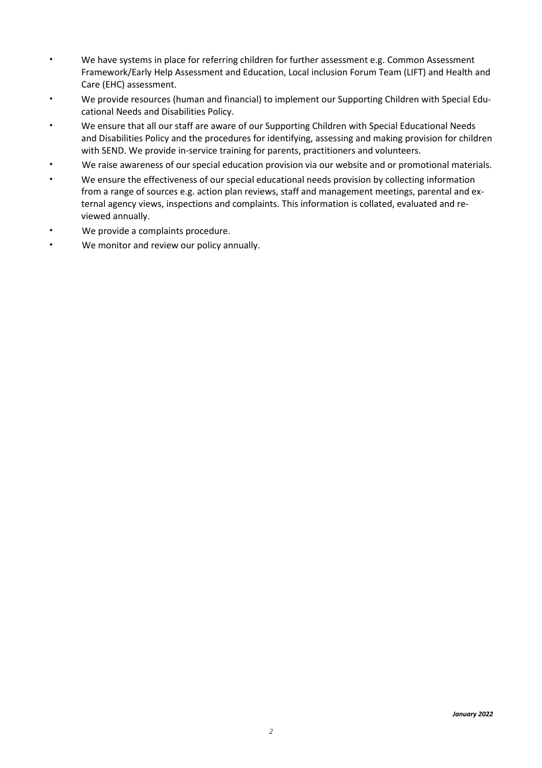- We have systems in place for referring children for further assessment e.g. Common Assessment Framework/Early Help Assessment and Education, Local inclusion Forum Team (LIFT) and Health and Care (EHC) assessment.
- We provide resources (human and financial) to implement our Supporting Children with Special Educational Needs and Disabilities Policy.
- We ensure that all our staff are aware of our Supporting Children with Special Educational Needs and Disabilities Policy and the procedures for identifying, assessing and making provision for children with SEND. We provide in-service training for parents, practitioners and volunteers.
- We raise awareness of our special education provision via our website and or promotional materials.
- We ensure the effectiveness of our special educational needs provision by collecting information from a range of sources e.g. action plan reviews, staff and management meetings, parental and external agency views, inspections and complaints. This information is collated, evaluated and reviewed annually.
- We provide a complaints procedure.
- We monitor and review our policy annually.

***January 2022***